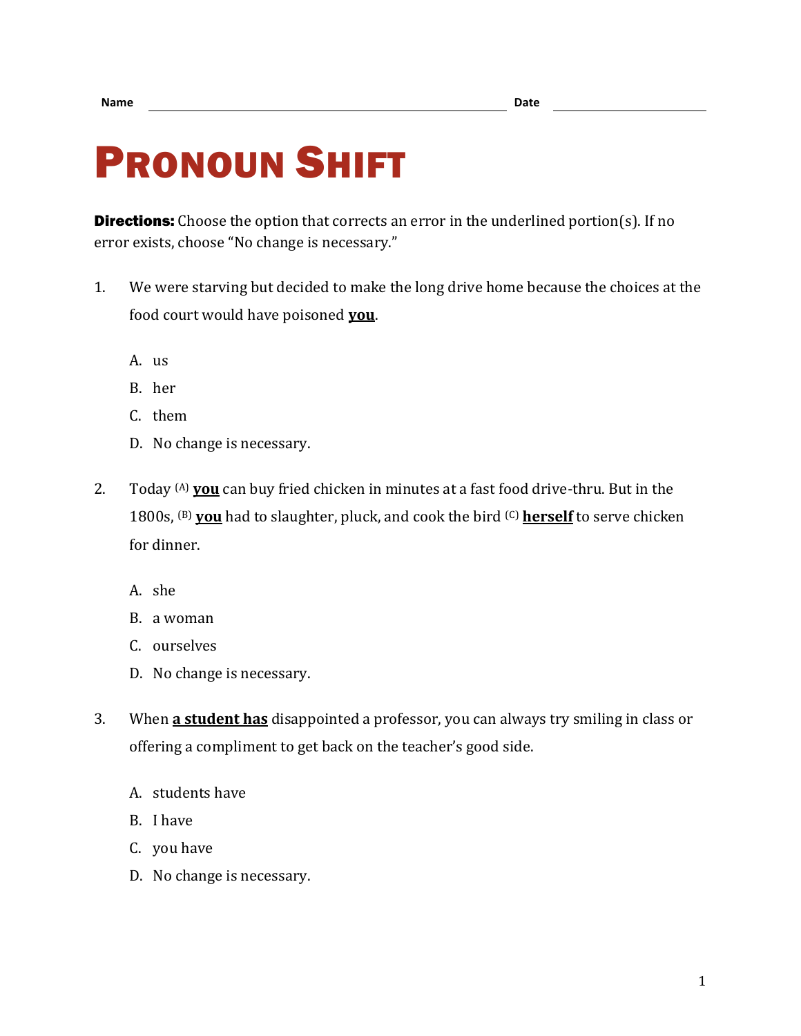Name ______________________________ Date ______________

# PRONOUN SHIFT

**Directions:** Choose the option that corrects an error in the underlined portion(s). If no error exists, choose "No change is necessary."

1. We were starving but decided to make the long drive home because the choices at the food court would have poisoned **you**.

   A. us

   B. her

   C. them

   D. No change is necessary.

2. Today (A) **you** can buy fried chicken in minutes at a fast food drive-thru. But in the 1800s, (B) **you** had to slaughter, pluck, and cook the bird (C) **herself** to serve chicken for dinner.

   A. she

   B. a woman

   C. ourselves

   D. No change is necessary.

3. When **a student has** disappointed a professor, you can always try smiling in class or offering a compliment to get back on the teacher's good side.

   A. students have

   B. I have

   C. you have

   D. No change is necessary.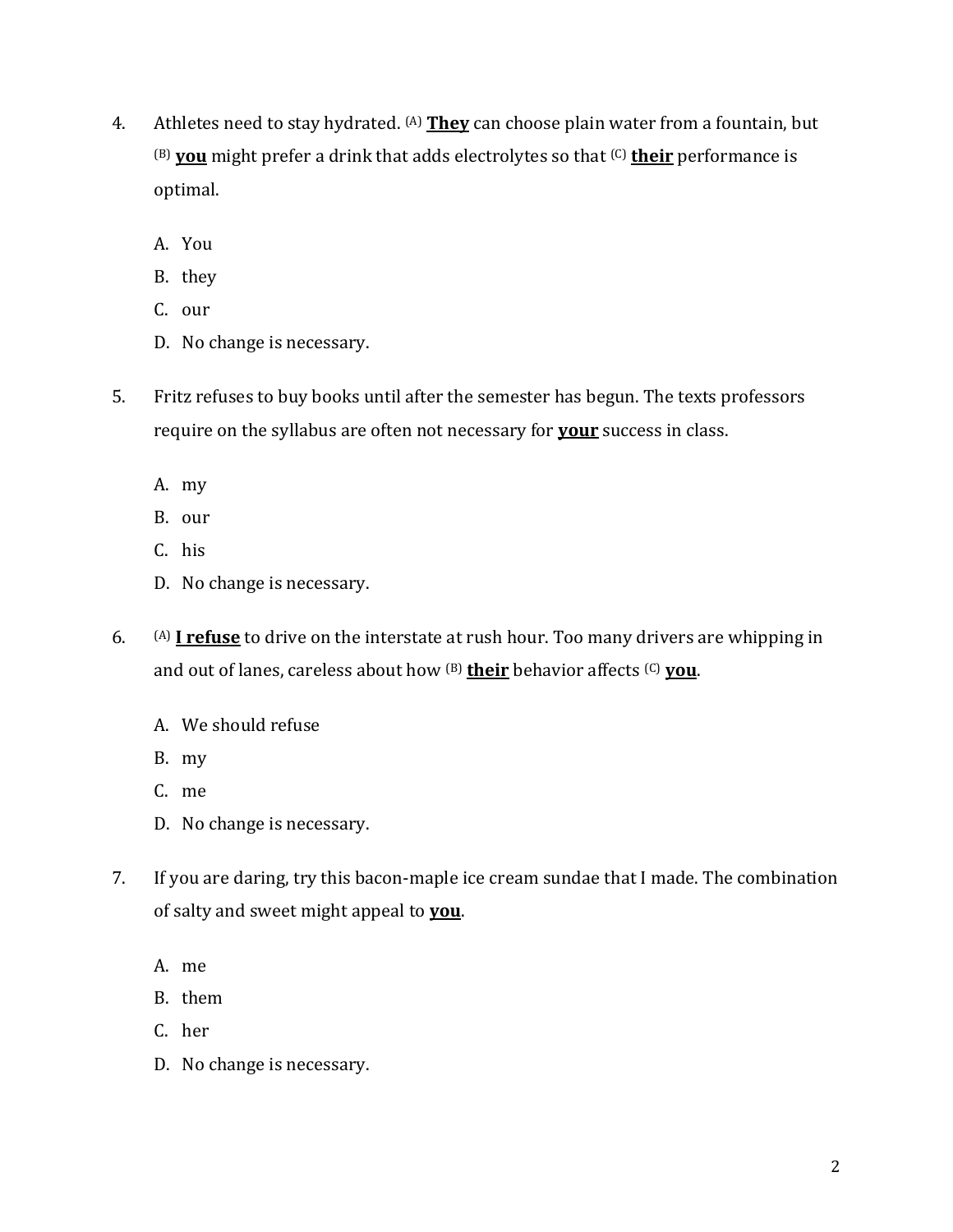4. Athletes need to stay hydrated. [(A)] **<u>They</u>** can choose plain water from a fountain, but [(B)] **<u>you</u>** might prefer a drink that adds electrolytes so that [(C)] **<u>their</u>** performance is optimal.

   A. You
   B. they
   C. our
   D. No change is necessary.

5. Fritz refuses to buy books until after the semester has begun. The texts professors require on the syllabus are often not necessary for **<u>your</u>** success in class.

   A. my
   B. our
   C. his
   D. No change is necessary.

6. [(A)] **<u>I refuse</u>** to drive on the interstate at rush hour. Too many drivers are whipping in and out of lanes, careless about how [(B)] **<u>their</u>** behavior affects [(C)] **<u>you</u>**.

   A. We should refuse
   B. my
   C. me
   D. No change is necessary.

7. If you are daring, try this bacon-maple ice cream sundae that I made. The combination of salty and sweet might appeal to **<u>you</u>**.

   A. me
   B. them
   C. her
   D. No change is necessary.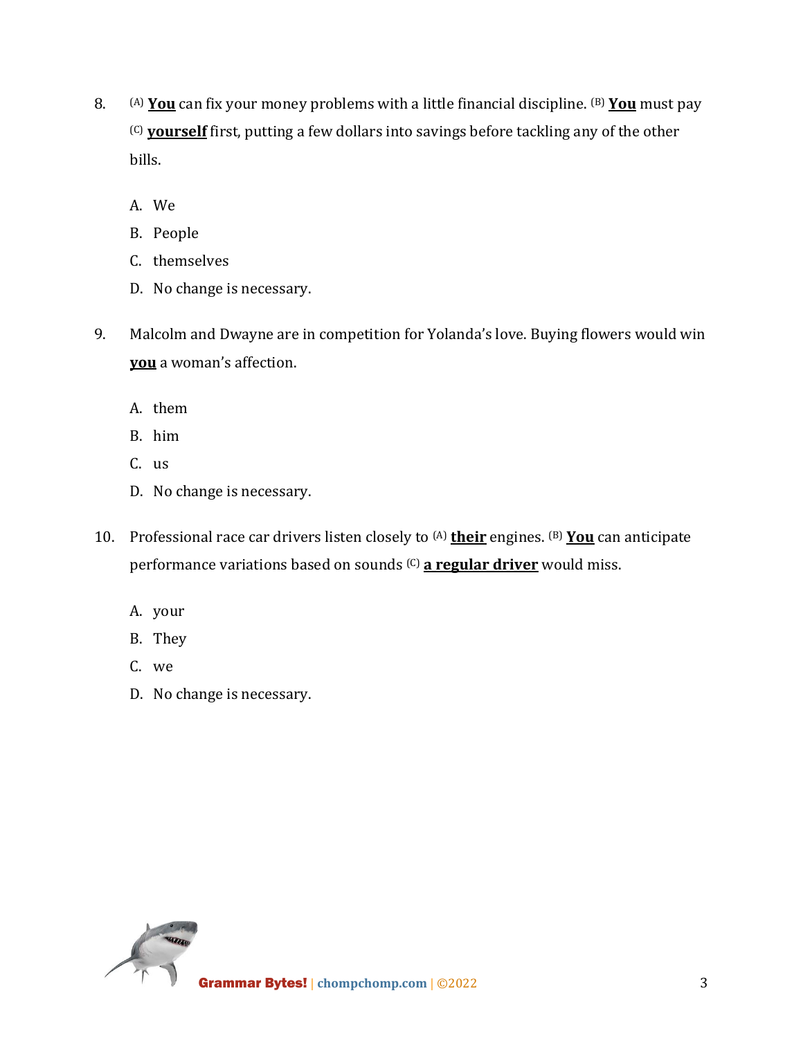8. [(A)] **<u>You</u>** can fix your money problems with a little financial discipline. [(B)] **<u>You</u>** must pay [(C)] **<u>yourself</u>** first, putting a few dollars into savings before tackling any of the other bills.

   A. We

   B. People

   C. themselves

   D. No change is necessary.

9. Malcolm and Dwayne are in competition for Yolanda's love. Buying flowers would win **<u>you</u>** a woman's affection.

   A. them

   B. him

   C. us

   D. No change is necessary.

10. Professional race car drivers listen closely to [(A)] **<u>their</u>** engines. [(B)] **<u>You</u>** can anticipate performance variations based on sounds [(C)] **<u>a regular driver</u>** would miss.

    A. your

    B. They

    C. we

    D. No change is necessary.